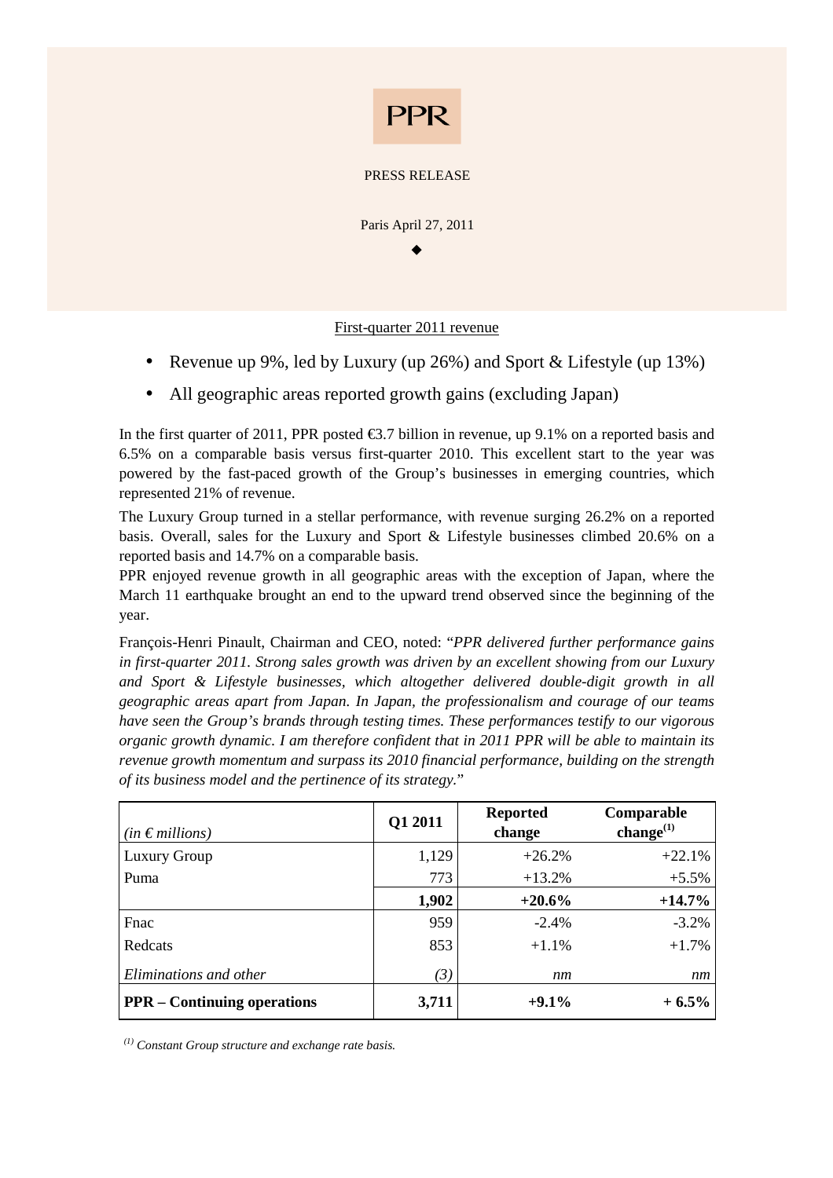PPR

PRESS RELEASE

Paris April 27, 2011

◆

## First-quarter 2011 revenue

- Revenue up 9%, led by Luxury (up 26%) and Sport & Lifestyle (up 13%)
- All geographic areas reported growth gains (excluding Japan)

In the first quarter of 2011, PPR posted €3.7 billion in revenue, up 9.1% on a reported basis and 6.5% on a comparable basis versus first-quarter 2010. This excellent start to the year was powered by the fast-paced growth of the Group's businesses in emerging countries, which represented 21% of revenue.

The Luxury Group turned in a stellar performance, with revenue surging 26.2% on a reported basis. Overall, sales for the Luxury and Sport & Lifestyle businesses climbed 20.6% on a reported basis and 14.7% on a comparable basis.

PPR enjoyed revenue growth in all geographic areas with the exception of Japan, where the March 11 earthquake brought an end to the upward trend observed since the beginning of the year.

François-Henri Pinault, Chairman and CEO, noted: "*PPR delivered further performance gains in first-quarter 2011. Strong sales growth was driven by an excellent showing from our Luxury and Sport & Lifestyle businesses, which altogether delivered double-digit growth in all geographic areas apart from Japan. In Japan, the professionalism and courage of our teams have seen the Group's brands through testing times. These performances testify to our vigorous organic growth dynamic. I am therefore confident that in 2011 PPR will be able to maintain its revenue growth momentum and surpass its 2010 financial performance, building on the strength of its business model and the pertinence of its strategy.*"

| *(in € millions)* | **Q1 2011** | **Reported change** | **Comparable change**[(1)] |
|---|---|---|---|
| Luxury Group | 1,129 | +26.2% | +22.1% |
| Puma | 773 | +13.2% | +5.5% |
| | **1,902** | **+20.6%** | **+14.7%** |
| Fnac | 959 | -2.4% | -3.2% |
| Redcats | 853 | +1.1% | +1.7% |
| *Eliminations and other* | *(3)* | *nm* | *nm* |
| **PPR – Continuing operations** | **3,711** | **+9.1%** | **+ 6.5%** |

*[(1)] Constant Group structure and exchange rate basis.*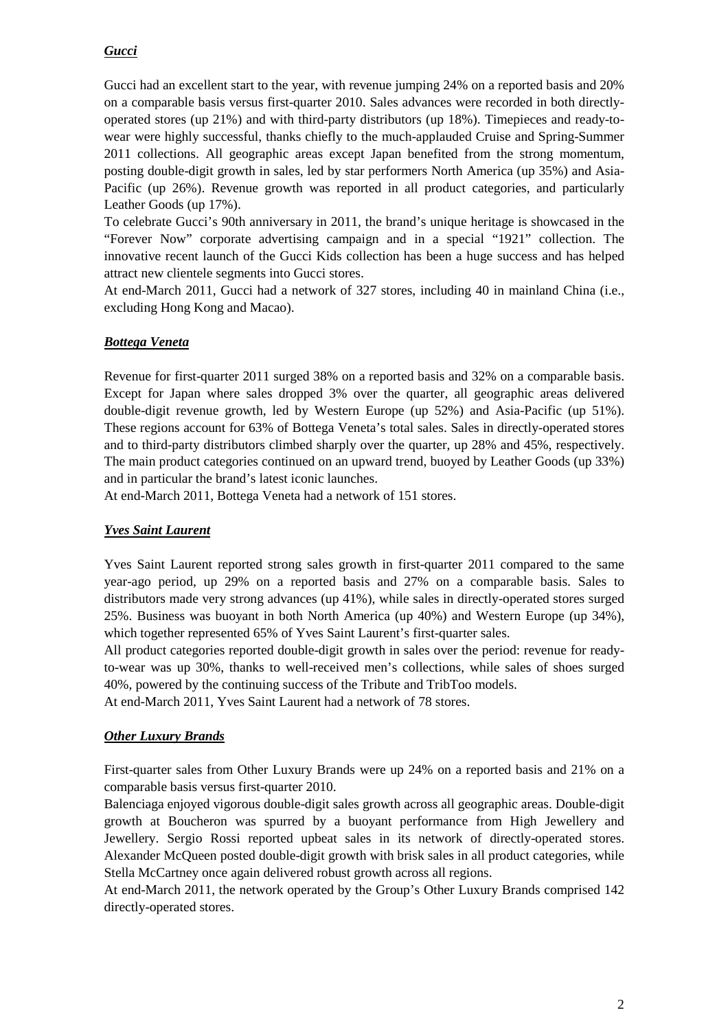### ***Gucci***

Gucci had an excellent start to the year, with revenue jumping 24% on a reported basis and 20% on a comparable basis versus first-quarter 2010. Sales advances were recorded in both directly-operated stores (up 21%) and with third-party distributors (up 18%). Timepieces and ready-to-wear were highly successful, thanks chiefly to the much-applauded Cruise and Spring-Summer 2011 collections. All geographic areas except Japan benefited from the strong momentum, posting double-digit growth in sales, led by star performers North America (up 35%) and Asia-Pacific (up 26%). Revenue growth was reported in all product categories, and particularly Leather Goods (up 17%).

To celebrate Gucci's 90th anniversary in 2011, the brand's unique heritage is showcased in the "Forever Now" corporate advertising campaign and in a special "1921" collection. The innovative recent launch of the Gucci Kids collection has been a huge success and has helped attract new clientele segments into Gucci stores.

At end-March 2011, Gucci had a network of 327 stores, including 40 in mainland China (i.e., excluding Hong Kong and Macao).

### ***Bottega Veneta***

Revenue for first-quarter 2011 surged 38% on a reported basis and 32% on a comparable basis. Except for Japan where sales dropped 3% over the quarter, all geographic areas delivered double-digit revenue growth, led by Western Europe (up 52%) and Asia-Pacific (up 51%). These regions account for 63% of Bottega Veneta's total sales. Sales in directly-operated stores and to third-party distributors climbed sharply over the quarter, up 28% and 45%, respectively. The main product categories continued on an upward trend, buoyed by Leather Goods (up 33%) and in particular the brand's latest iconic launches.

At end-March 2011, Bottega Veneta had a network of 151 stores.

### ***Yves Saint Laurent***

Yves Saint Laurent reported strong sales growth in first-quarter 2011 compared to the same year-ago period, up 29% on a reported basis and 27% on a comparable basis. Sales to distributors made very strong advances (up 41%), while sales in directly-operated stores surged 25%. Business was buoyant in both North America (up 40%) and Western Europe (up 34%), which together represented 65% of Yves Saint Laurent's first-quarter sales.

All product categories reported double-digit growth in sales over the period: revenue for ready-to-wear was up 30%, thanks to well-received men's collections, while sales of shoes surged 40%, powered by the continuing success of the Tribute and TribToo models.

At end-March 2011, Yves Saint Laurent had a network of 78 stores.

### ***Other Luxury Brands***

First-quarter sales from Other Luxury Brands were up 24% on a reported basis and 21% on a comparable basis versus first-quarter 2010.

Balenciaga enjoyed vigorous double-digit sales growth across all geographic areas. Double-digit growth at Boucheron was spurred by a buoyant performance from High Jewellery and Jewellery. Sergio Rossi reported upbeat sales in its network of directly-operated stores. Alexander McQueen posted double-digit growth with brisk sales in all product categories, while Stella McCartney once again delivered robust growth across all regions.

At end-March 2011, the network operated by the Group's Other Luxury Brands comprised 142 directly-operated stores.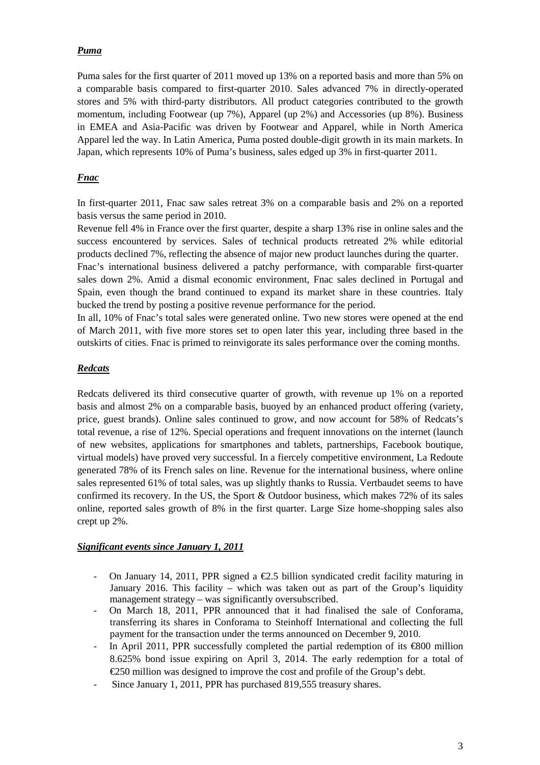## ***Puma***

Puma sales for the first quarter of 2011 moved up 13% on a reported basis and more than 5% on a comparable basis compared to first-quarter 2010. Sales advanced 7% in directly-operated stores and 5% with third-party distributors. All product categories contributed to the growth momentum, including Footwear (up 7%), Apparel (up 2%) and Accessories (up 8%). Business in EMEA and Asia-Pacific was driven by Footwear and Apparel, while in North America Apparel led the way. In Latin America, Puma posted double-digit growth in its main markets. In Japan, which represents 10% of Puma's business, sales edged up 3% in first-quarter 2011.

## ***Fnac***

In first-quarter 2011, Fnac saw sales retreat 3% on a comparable basis and 2% on a reported basis versus the same period in 2010.

Revenue fell 4% in France over the first quarter, despite a sharp 13% rise in online sales and the success encountered by services. Sales of technical products retreated 2% while editorial products declined 7%, reflecting the absence of major new product launches during the quarter.

Fnac's international business delivered a patchy performance, with comparable first-quarter sales down 2%. Amid a dismal economic environment, Fnac sales declined in Portugal and Spain, even though the brand continued to expand its market share in these countries. Italy bucked the trend by posting a positive revenue performance for the period.

In all, 10% of Fnac's total sales were generated online. Two new stores were opened at the end of March 2011, with five more stores set to open later this year, including three based in the outskirts of cities. Fnac is primed to reinvigorate its sales performance over the coming months.

## ***Redcats***

Redcats delivered its third consecutive quarter of growth, with revenue up 1% on a reported basis and almost 2% on a comparable basis, buoyed by an enhanced product offering (variety, price, guest brands). Online sales continued to grow, and now account for 58% of Redcats's total revenue, a rise of 12%. Special operations and frequent innovations on the internet (launch of new websites, applications for smartphones and tablets, partnerships, Facebook boutique, virtual models) have proved very successful. In a fiercely competitive environment, La Redoute generated 78% of its French sales on line. Revenue for the international business, where online sales represented 61% of total sales, was up slightly thanks to Russia. Vertbaudet seems to have confirmed its recovery. In the US, the Sport & Outdoor business, which makes 72% of its sales online, reported sales growth of 8% in the first quarter. Large Size home-shopping sales also crept up 2%.

## ***Significant events since January 1, 2011***

- On January 14, 2011, PPR signed a €2.5 billion syndicated credit facility maturing in January 2016. This facility – which was taken out as part of the Group's liquidity management strategy – was significantly oversubscribed.
- On March 18, 2011, PPR announced that it had finalised the sale of Conforama, transferring its shares in Conforama to Steinhoff International and collecting the full payment for the transaction under the terms announced on December 9, 2010.
- In April 2011, PPR successfully completed the partial redemption of its €800 million 8.625% bond issue expiring on April 3, 2014. The early redemption for a total of €250 million was designed to improve the cost and profile of the Group's debt.
- Since January 1, 2011, PPR has purchased 819,555 treasury shares.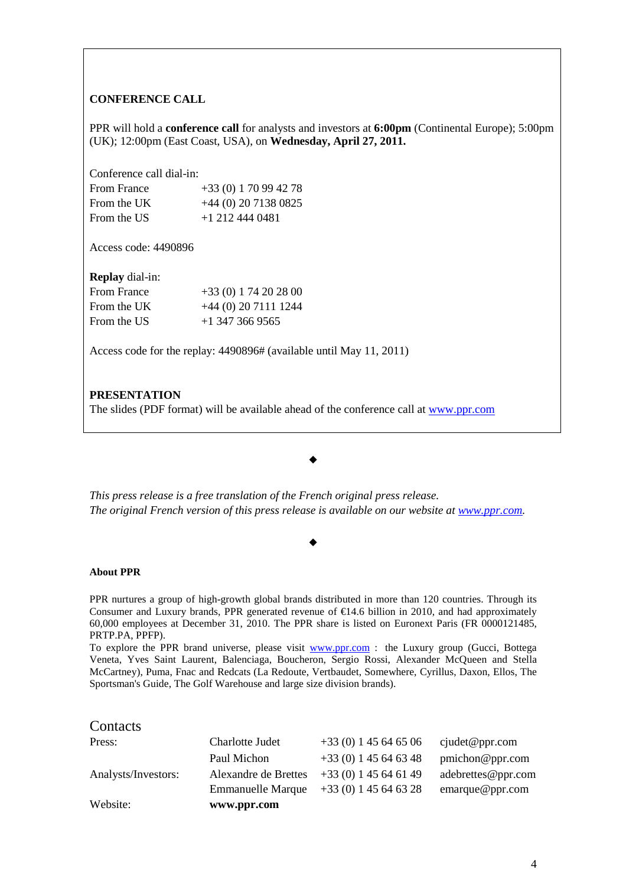**CONFERENCE CALL**

PPR will hold a **conference call** for analysts and investors at **6:00pm** (Continental Europe); 5:00pm (UK); 12:00pm (East Coast, USA), on **Wednesday, April 27, 2011.**

Conference call dial-in:

| | |
|---|---|
| From France | +33 (0) 1 70 99 42 78 |
| From the UK | +44 (0) 20 7138 0825 |
| From the US | +1 212 444 0481 |

Access code: 4490896

**Replay** dial-in:

| | |
|---|---|
| From France | +33 (0) 1 74 20 28 00 |
| From the UK | +44 (0) 20 7111 1244 |
| From the US | +1 347 366 9565 |

Access code for the replay: 4490896# (available until May 11, 2011)

**PRESENTATION**

The slides (PDF format) will be available ahead of the conference call at www.ppr.com

◆

*This press release is a free translation of the French original press release.*
*The original French version of this press release is available on our website at www.ppr.com.*

◆

**About PPR**

PPR nurtures a group of high-growth global brands distributed in more than 120 countries. Through its Consumer and Luxury brands, PPR generated revenue of €14.6 billion in 2010, and had approximately 60,000 employees at December 31, 2010. The PPR share is listed on Euronext Paris (FR 0000121485, PRTP.PA, PPFP).
To explore the PPR brand universe, please visit www.ppr.com : the Luxury group (Gucci, Bottega Veneta, Yves Saint Laurent, Balenciaga, Boucheron, Sergio Rossi, Alexander McQueen and Stella McCartney), Puma, Fnac and Redcats (La Redoute, Vertbaudet, Somewhere, Cyrillus, Daxon, Ellos, The Sportsman's Guide, The Golf Warehouse and large size division brands).

## Contacts

| | | | |
|---|---|---|---|
| Press: | Charlotte Judet | +33 (0) 1 45 64 65 06 | cjudet@ppr.com |
| | Paul Michon | +33 (0) 1 45 64 63 48 | pmichon@ppr.com |
| Analysts/Investors: | Alexandre de Brettes | +33 (0) 1 45 64 61 49 | adebrettes@ppr.com |
| | Emmanuelle Marque | +33 (0) 1 45 64 63 28 | emarque@ppr.com |
| Website: | **www.ppr.com** | | |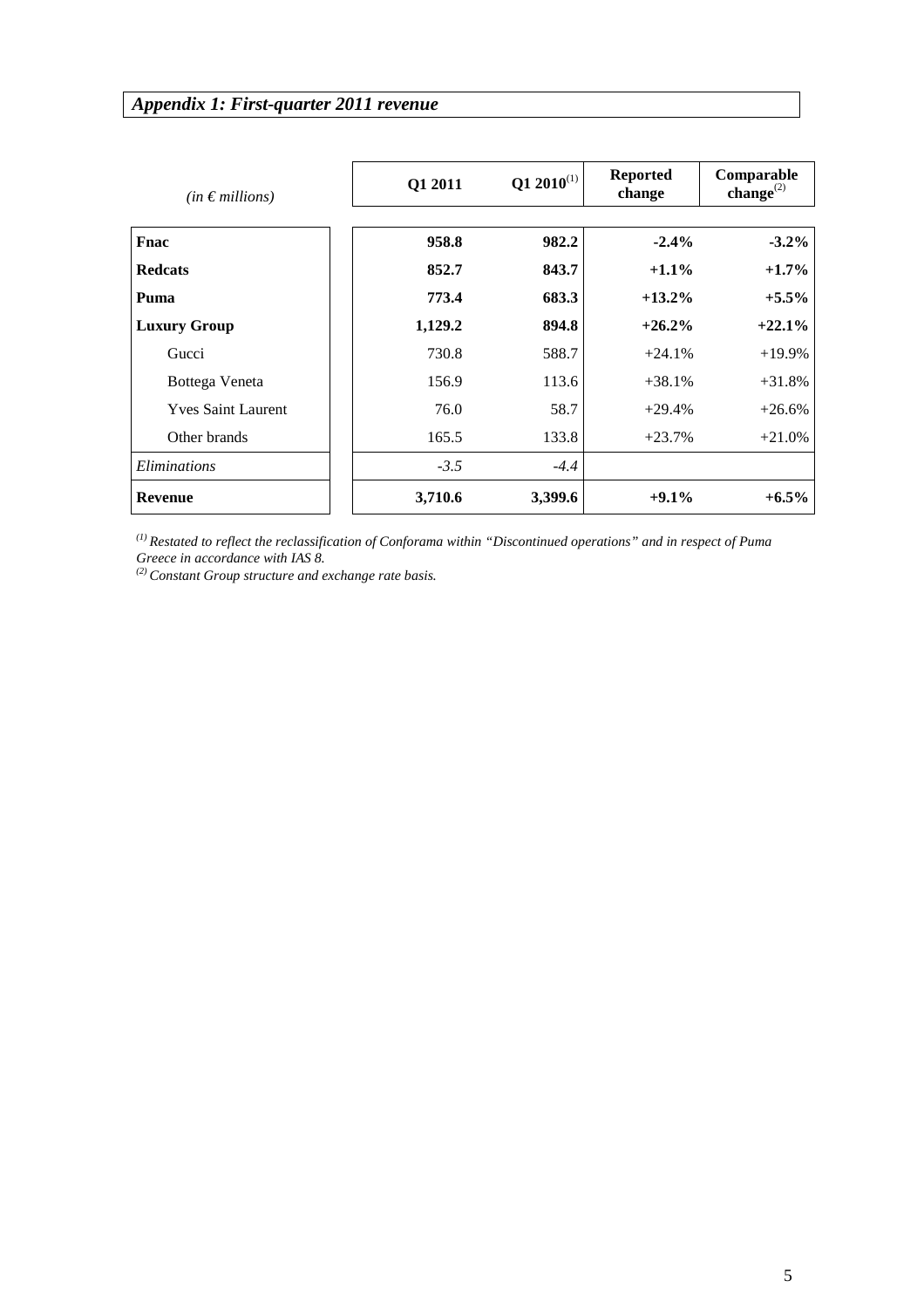## *Appendix 1: First-quarter 2011 revenue*

| *(in € millions)* | Q1 2011 | Q1 2010[(1)] | Reported change | Comparable change[(2)] |
|---|---|---|---|---|
| **Fnac** | **958.8** | **982.2** | **-2.4%** | **-3.2%** |
| **Redcats** | **852.7** | **843.7** | **+1.1%** | **+1.7%** |
| **Puma** | **773.4** | **683.3** | **+13.2%** | **+5.5%** |
| **Luxury Group** | **1,129.2** | **894.8** | **+26.2%** | **+22.1%** |
| Gucci | 730.8 | 588.7 | +24.1% | +19.9% |
| Bottega Veneta | 156.9 | 113.6 | +38.1% | +31.8% |
| Yves Saint Laurent | 76.0 | 58.7 | +29.4% | +26.6% |
| Other brands | 165.5 | 133.8 | +23.7% | +21.0% |
| *Eliminations* | *-3.5* | *-4.4* | | |
| **Revenue** | **3,710.6** | **3,399.6** | **+9.1%** | **+6.5%** |

*(1) Restated to reflect the reclassification of Conforama within "Discontinued operations" and in respect of Puma Greece in accordance with IAS 8.*
*(2) Constant Group structure and exchange rate basis.*